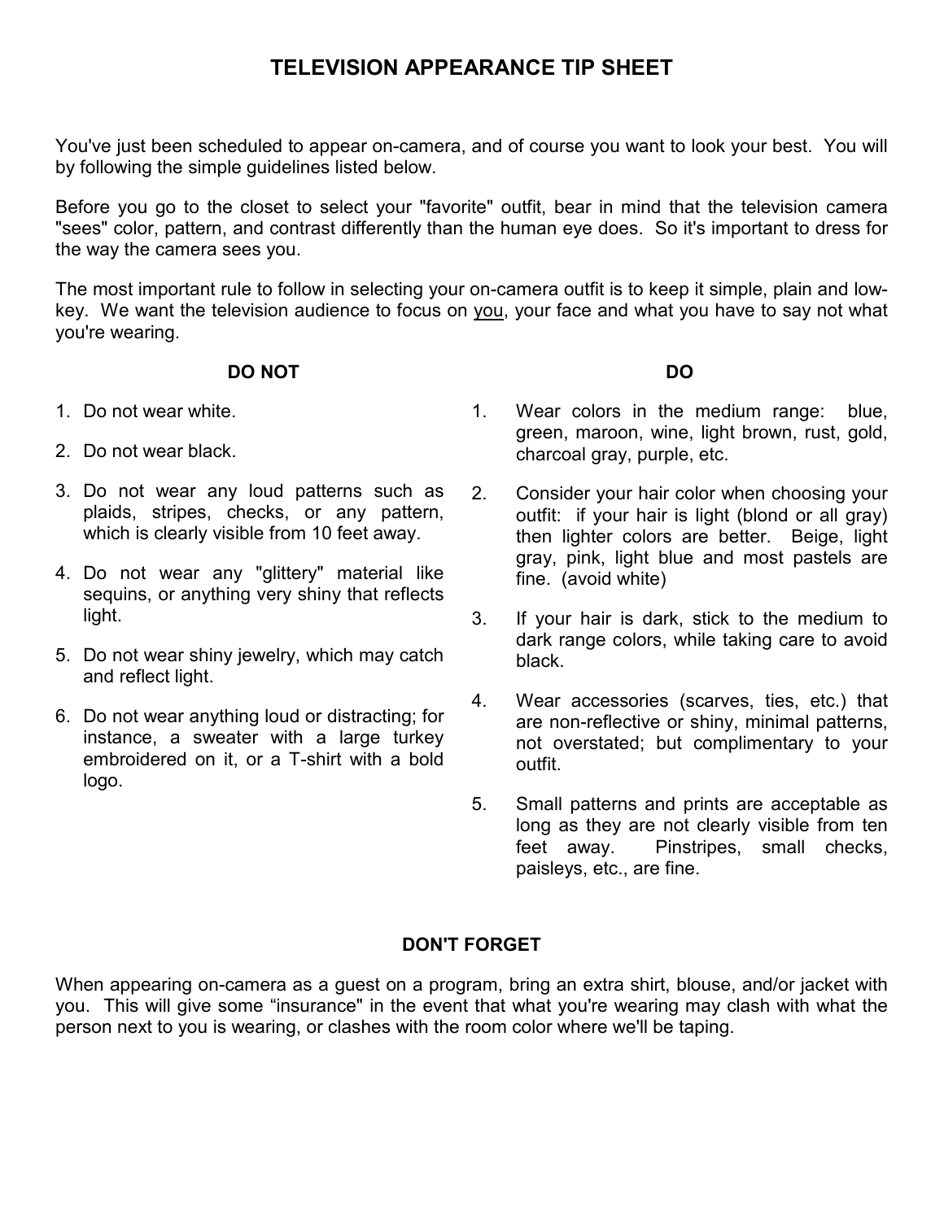# TELEVISION APPEARANCE TIP SHEET

You've just been scheduled to appear on-camera, and of course you want to look your best. You will by following the simple guidelines listed below.

Before you go to the closet to select your "favorite" outfit, bear in mind that the television camera "sees" color, pattern, and contrast differently than the human eye does. So it's important to dress for the way the camera sees you.

The most important rule to follow in selecting your on-camera outfit is to keep it simple, plain and low-key. We want the television audience to focus on <u>you</u>, your face and what you have to say not what you're wearing.

### DO NOT

1. Do not wear white.
2. Do not wear black.
3. Do not wear any loud patterns such as plaids, stripes, checks, or any pattern, which is clearly visible from 10 feet away.
4. Do not wear any "glittery" material like sequins, or anything very shiny that reflects light.
5. Do not wear shiny jewelry, which may catch and reflect light.
6. Do not wear anything loud or distracting; for instance, a sweater with a large turkey embroidered on it, or a T-shirt with a bold logo.

### DO

1. Wear colors in the medium range: blue, green, maroon, wine, light brown, rust, gold, charcoal gray, purple, etc.
2. Consider your hair color when choosing your outfit: if your hair is light (blond or all gray) then lighter colors are better. Beige, light gray, pink, light blue and most pastels are fine. (avoid white)
3. If your hair is dark, stick to the medium to dark range colors, while taking care to avoid black.
4. Wear accessories (scarves, ties, etc.) that are non-reflective or shiny, minimal patterns, not overstated; but complimentary to your outfit.
5. Small patterns and prints are acceptable as long as they are not clearly visible from ten feet away. Pinstripes, small checks, paisleys, etc., are fine.

### DON'T FORGET

When appearing on-camera as a guest on a program, bring an extra shirt, blouse, and/or jacket with you. This will give some "insurance" in the event that what you're wearing may clash with what the person next to you is wearing, or clashes with the room color where we'll be taping.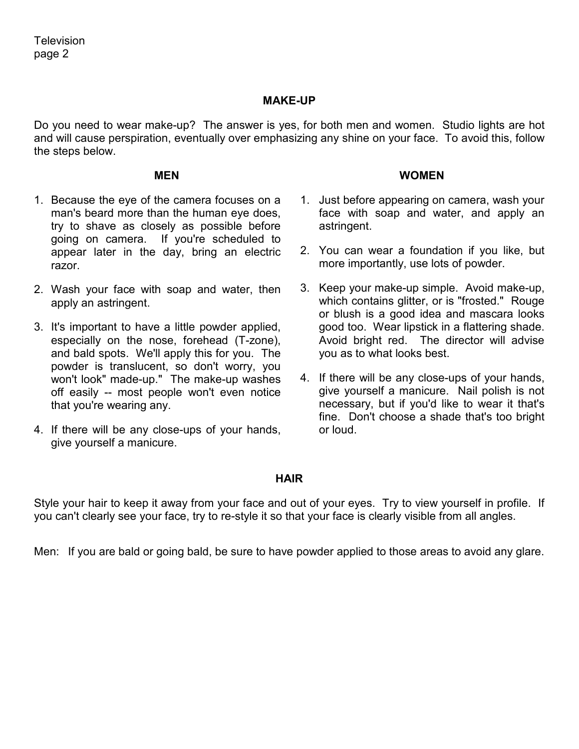## MAKE-UP

Do you need to wear make-up? The answer is yes, for both men and women. Studio lights are hot and will cause perspiration, eventually over emphasizing any shine on your face. To avoid this, follow the steps below.

### MEN

1. Because the eye of the camera focuses on a man's beard more than the human eye does, try to shave as closely as possible before going on camera. If you're scheduled to appear later in the day, bring an electric razor.

2. Wash your face with soap and water, then apply an astringent.

3. It's important to have a little powder applied, especially on the nose, forehead (T-zone), and bald spots. We'll apply this for you. The powder is translucent, so don't worry, you won't look" made-up." The make-up washes off easily -- most people won't even notice that you're wearing any.

4. If there will be any close-ups of your hands, give yourself a manicure.

### WOMEN

1. Just before appearing on camera, wash your face with soap and water, and apply an astringent.

2. You can wear a foundation if you like, but more importantly, use lots of powder.

3. Keep your make-up simple. Avoid make-up, which contains glitter, or is "frosted." Rouge or blush is a good idea and mascara looks good too. Wear lipstick in a flattering shade. Avoid bright red. The director will advise you as to what looks best.

4. If there will be any close-ups of your hands, give yourself a manicure. Nail polish is not necessary, but if you'd like to wear it that's fine. Don't choose a shade that's too bright or loud.

## HAIR

Style your hair to keep it away from your face and out of your eyes. Try to view yourself in profile. If you can't clearly see your face, try to re-style it so that your face is clearly visible from all angles.

Men: If you are bald or going bald, be sure to have powder applied to those areas to avoid any glare.